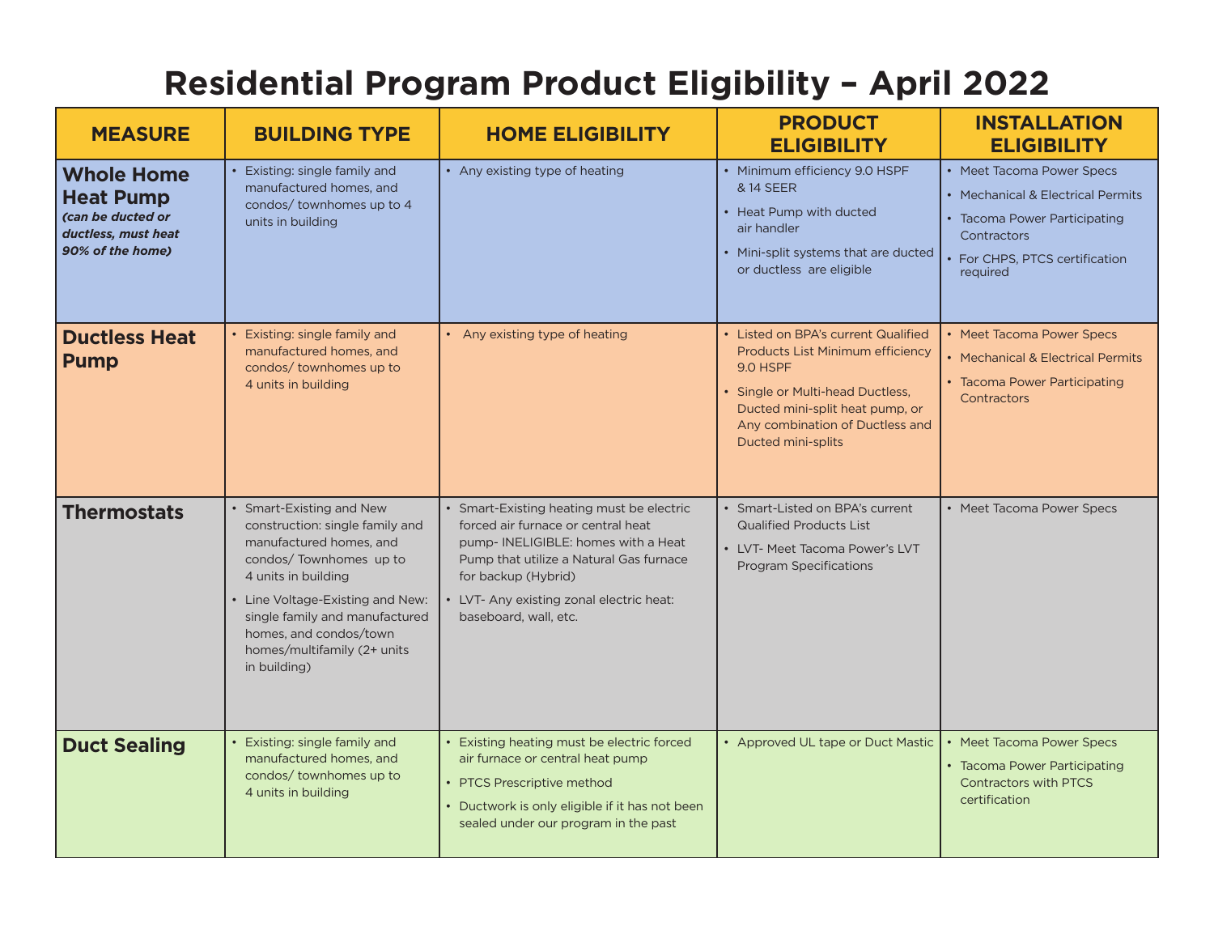# Residential Program Product Eligibility – April 2022

| MEASURE | BUILDING TYPE | HOME ELIGIBILITY | PRODUCT ELIGIBILITY | INSTALLATION ELIGIBILITY |
|---|---|---|---|---|
| **Whole Home Heat Pump** *(can be ducted or ductless, must heat 90% of the home)* | • Existing: single family and manufactured homes, and condos/ townhomes up to 4 units in building | • Any existing type of heating | • Minimum efficiency 9.0 HSPF & 14 SEER<br>• Heat Pump with ducted air handler<br>• Mini-split systems that are ducted or ductless are eligible | • Meet Tacoma Power Specs<br>• Mechanical & Electrical Permits<br>• Tacoma Power Participating Contractors<br>• For CHPS, PTCS certification required |
| **Ductless Heat Pump** | • Existing: single family and manufactured homes, and condos/ townhomes up to 4 units in building | • Any existing type of heating | • Listed on BPA's current Qualified Products List Minimum efficiency 9.0 HSPF<br>• Single or Multi-head Ductless, Ducted mini-split heat pump, or Any combination of Ductless and Ducted mini-splits | • Meet Tacoma Power Specs<br>• Mechanical & Electrical Permits<br>• Tacoma Power Participating Contractors |
| **Thermostats** | • Smart-Existing and New construction: single family and manufactured homes, and condos/ Townhomes up to 4 units in building<br>• Line Voltage-Existing and New: single family and manufactured homes, and condos/town homes/multifamily (2+ units in building) | • Smart-Existing heating must be electric forced air furnace or central heat pump- INELIGIBLE: homes with a Heat Pump that utilize a Natural Gas furnace for backup (Hybrid)<br>• LVT- Any existing zonal electric heat: baseboard, wall, etc. | • Smart-Listed on BPA's current Qualified Products List<br>• LVT- Meet Tacoma Power's LVT Program Specifications | • Meet Tacoma Power Specs |
| **Duct Sealing** | • Existing: single family and manufactured homes, and condos/ townhomes up to 4 units in building | • Existing heating must be electric forced air furnace or central heat pump<br>• PTCS Prescriptive method<br>• Ductwork is only eligible if it has not been sealed under our program in the past | • Approved UL tape or Duct Mastic | • Meet Tacoma Power Specs<br>• Tacoma Power Participating Contractors with PTCS certification |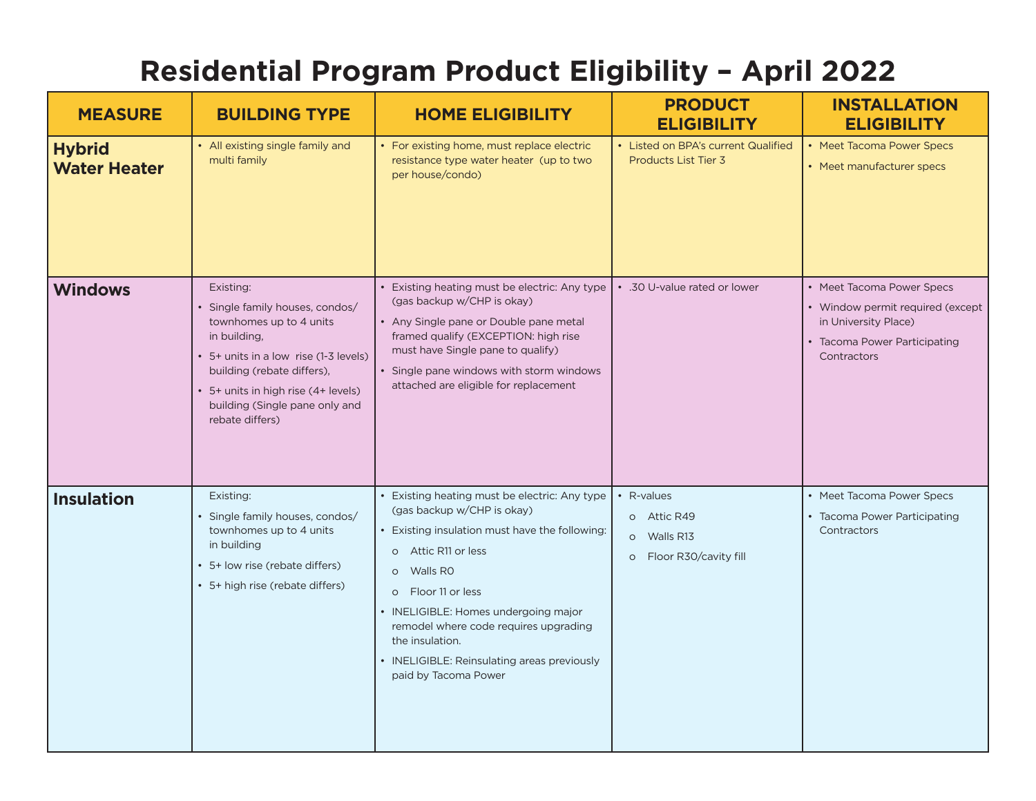# Residential Program Product Eligibility – April 2022

| MEASURE | BUILDING TYPE | HOME ELIGIBILITY | PRODUCT ELIGIBILITY | INSTALLATION ELIGIBILITY |
|---|---|---|---|---|
| **Hybrid Water Heater** | • All existing single family and multi family | • For existing home, must replace electric resistance type water heater (up to two per house/condo) | • Listed on BPA's current Qualified Products List Tier 3 | • Meet Tacoma Power Specs<br>• Meet manufacturer specs |
| **Windows** | Existing:<br>• Single family houses, condos/ townhomes up to 4 units in building,<br>• 5+ units in a low rise (1-3 levels) building (rebate differs),<br>• 5+ units in high rise (4+ levels) building (Single pane only and rebate differs) | • Existing heating must be electric: Any type (gas backup w/CHP is okay)<br>• Any Single pane or Double pane metal framed qualify (EXCEPTION: high rise must have Single pane to qualify)<br>• Single pane windows with storm windows attached are eligible for replacement | • .30 U-value rated or lower | • Meet Tacoma Power Specs<br>• Window permit required (except in University Place)<br>• Tacoma Power Participating Contractors |
| **Insulation** | Existing:<br>• Single family houses, condos/ townhomes up to 4 units in building<br>• 5+ low rise (rebate differs)<br>• 5+ high rise (rebate differs) | • Existing heating must be electric: Any type (gas backup w/CHP is okay)<br>• Existing insulation must have the following:<br>o Attic R11 or less<br>o Walls R0<br>o Floor 11 or less<br>• INELIGIBLE: Homes undergoing major remodel where code requires upgrading the insulation.<br>• INELIGIBLE: Reinsulating areas previously paid by Tacoma Power | • R-values<br>o Attic R49<br>o Walls R13<br>o Floor R30/cavity fill | • Meet Tacoma Power Specs<br>• Tacoma Power Participating Contractors |